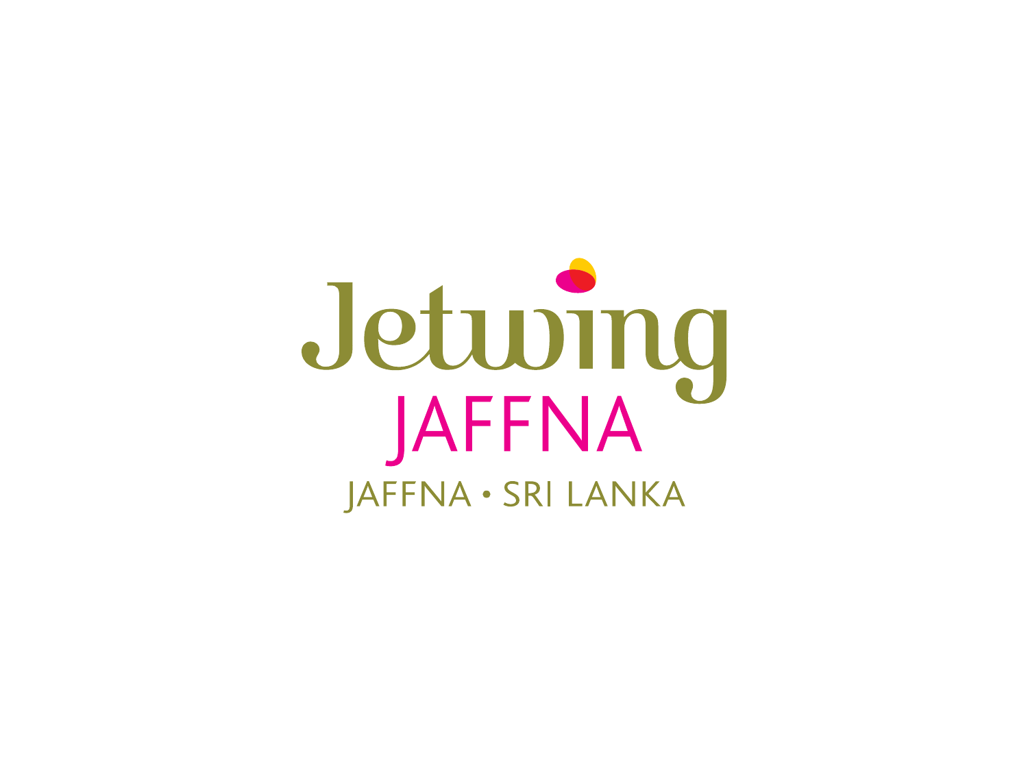# Jetwing

## JAFFNA

JAFFNA • SRI LANKA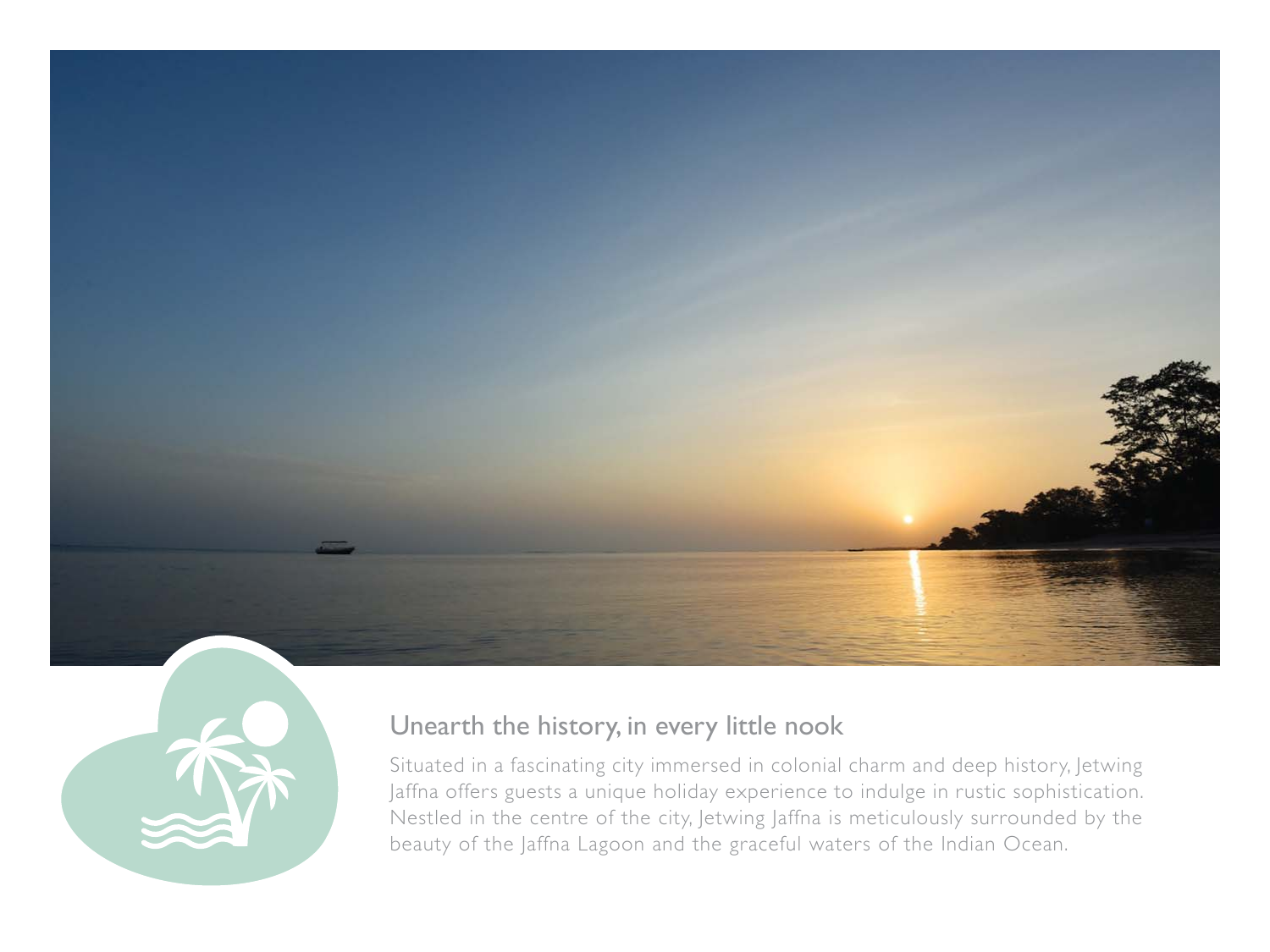## Unearth the history, in every little nook

Situated in a fascinating city immersed in colonial charm and deep history, Jetwing Jaffna offers guests a unique holiday experience to indulge in rustic sophistication. Nestled in the centre of the city, Jetwing Jaffna is meticulously surrounded by the beauty of the Jaffna Lagoon and the graceful waters of the Indian Ocean.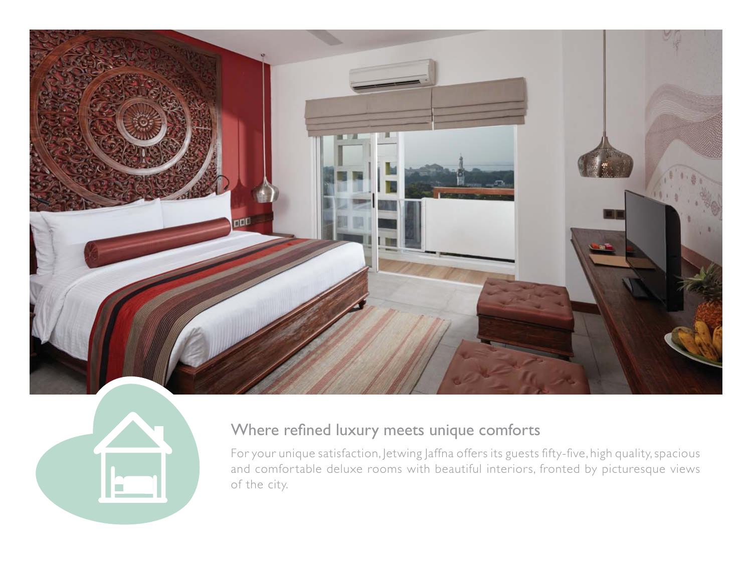## Where refined luxury meets unique comforts

For your unique satisfaction, Jetwing Jaffna offers its guests fifty-five, high quality, spacious and comfortable deluxe rooms with beautiful interiors, fronted by picturesque views of the city.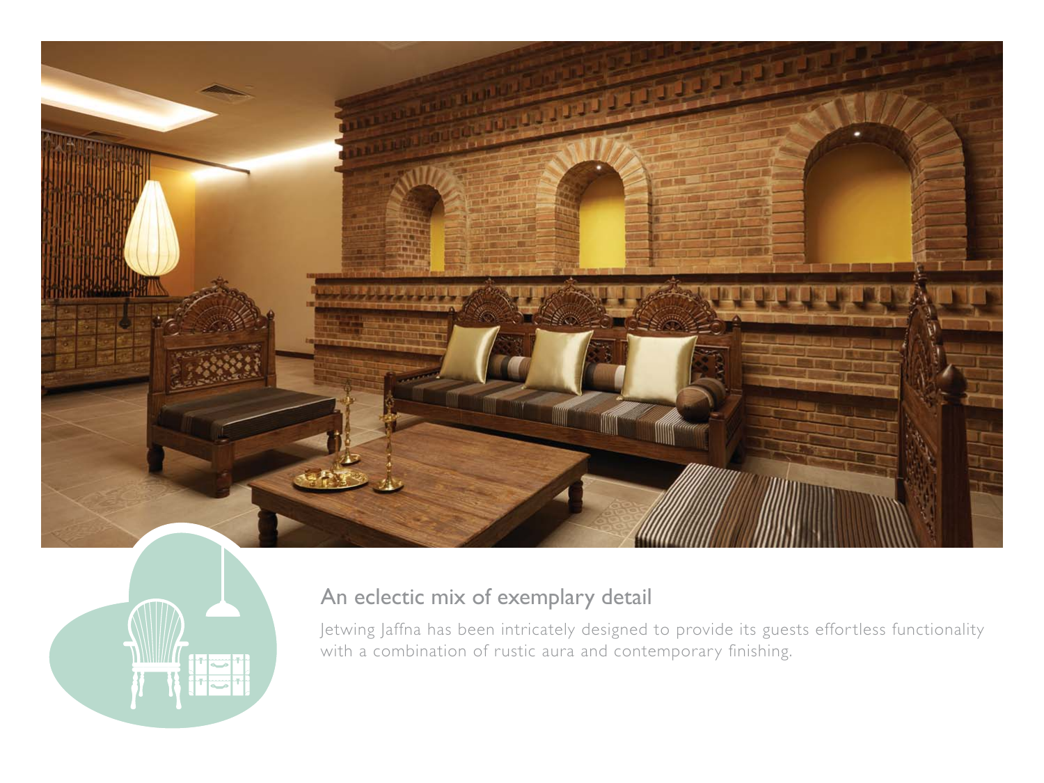## An eclectic mix of exemplary detail

Jetwing Jaffna has been intricately designed to provide its guests effortless functionality with a combination of rustic aura and contemporary finishing.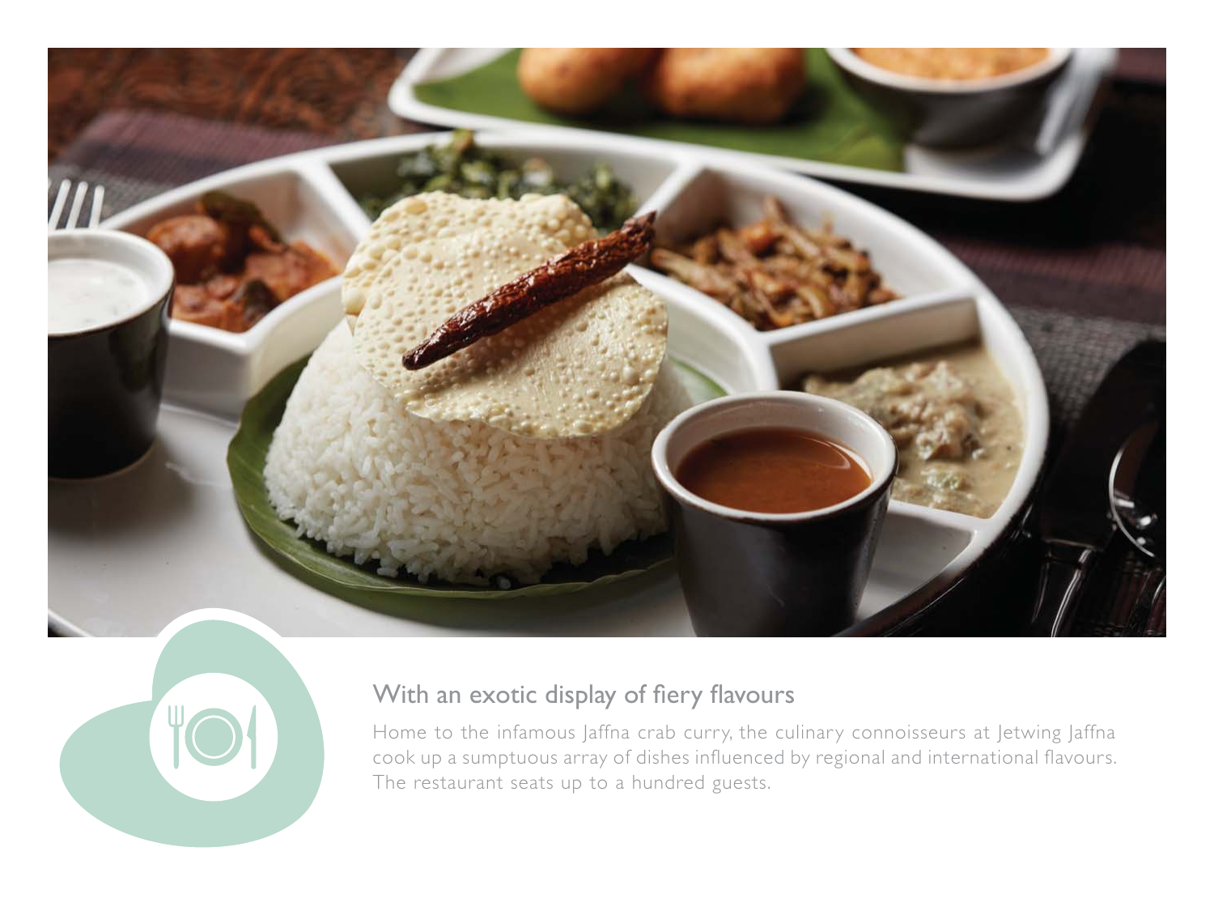## With an exotic display of fiery flavours

Home to the infamous Jaffna crab curry, the culinary connoisseurs at Jetwing Jaffna cook up a sumptuous array of dishes influenced by regional and international flavours. The restaurant seats up to a hundred guests.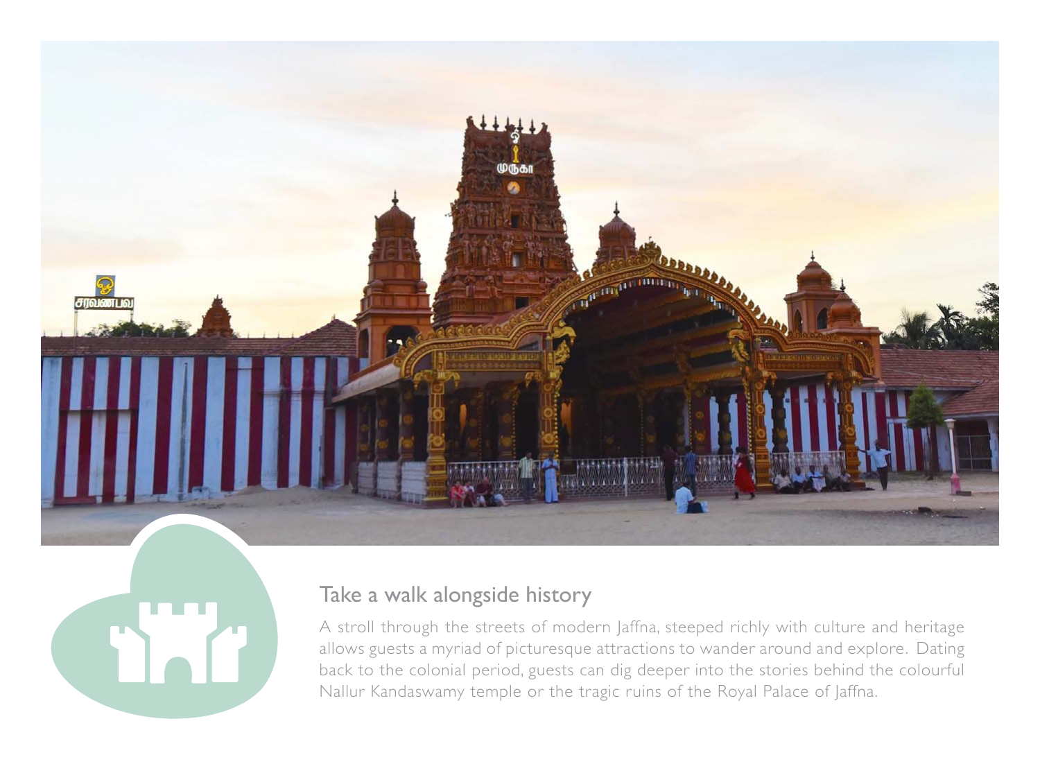## Take a walk alongside history

A stroll through the streets of modern Jaffna, steeped richly with culture and heritage allows guests a myriad of picturesque attractions to wander around and explore. Dating back to the colonial period, guests can dig deeper into the stories behind the colourful Nallur Kandaswamy temple or the tragic ruins of the Royal Palace of Jaffna.